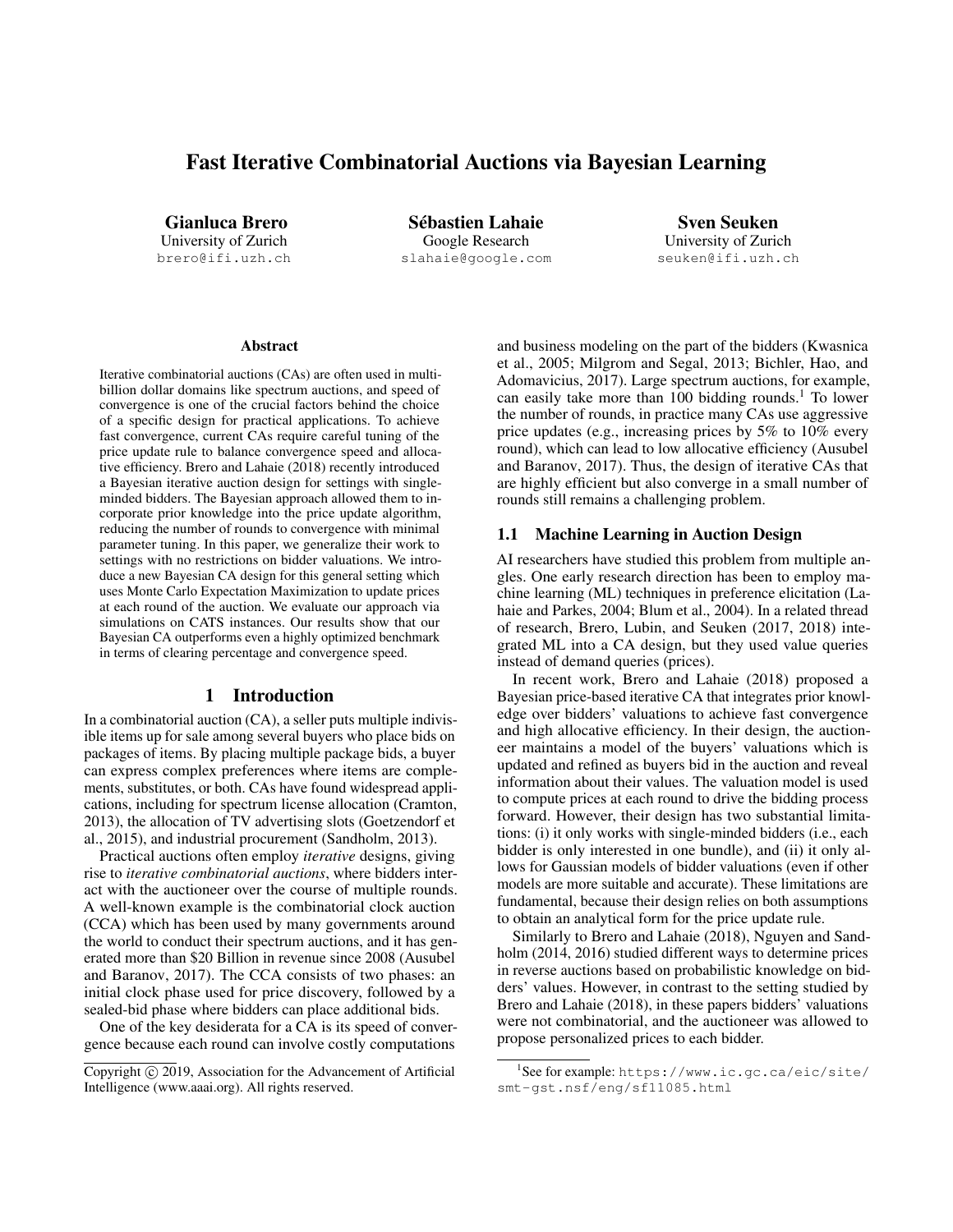# Fast Iterative Combinatorial Auctions via Bayesian Learning

**Gianluca Brero**
University of Zurich
brero@ifi.uzh.ch

**Sébastien Lahaie**
Google Research
slahaie@google.com

**Sven Seuken**
University of Zurich
seuken@ifi.uzh.ch

## Abstract

Iterative combinatorial auctions (CAs) are often used in multi-billion dollar domains like spectrum auctions, and speed of convergence is one of the crucial factors behind the choice of a specific design for practical applications. To achieve fast convergence, current CAs require careful tuning of the price update rule to balance convergence speed and allocative efficiency. Brero and Lahaie (2018) recently introduced a Bayesian iterative auction design for settings with single-minded bidders. The Bayesian approach allowed them to incorporate prior knowledge into the price update algorithm, reducing the number of rounds to convergence with minimal parameter tuning. In this paper, we generalize their work to settings with no restrictions on bidder valuations. We introduce a new Bayesian CA design for this general setting which uses Monte Carlo Expectation Maximization to update prices at each round of the auction. We evaluate our approach via simulations on CATS instances. Our results show that our Bayesian CA outperforms even a highly optimized benchmark in terms of clearing percentage and convergence speed.

## 1 Introduction

In a combinatorial auction (CA), a seller puts multiple indivisible items up for sale among several buyers who place bids on packages of items. By placing multiple package bids, a buyer can express complex preferences where items are complements, substitutes, or both. CAs have found widespread applications, including for spectrum license allocation (Cramton, 2013), the allocation of TV advertising slots (Goetzendorf et al., 2015), and industrial procurement (Sandholm, 2013).

Practical auctions often employ *iterative* designs, giving rise to *iterative combinatorial auctions*, where bidders interact with the auctioneer over the course of multiple rounds. A well-known example is the combinatorial clock auction (CCA) which has been used by many governments around the world to conduct their spectrum auctions, and it has generated more than $20 Billion in revenue since 2008 (Ausubel and Baranov, 2017). The CCA consists of two phases: an initial clock phase used for price discovery, followed by a sealed-bid phase where bidders can place additional bids.

One of the key desiderata for a CA is its speed of convergence because each round can involve costly computations and business modeling on the part of the bidders (Kwasnica et al., 2005; Milgrom and Segal, 2013; Bichler, Hao, and Adomavicius, 2017). Large spectrum auctions, for example, can easily take more than 100 bidding rounds.[1] To lower the number of rounds, in practice many CAs use aggressive price updates (e.g., increasing prices by 5% to 10% every round), which can lead to low allocative efficiency (Ausubel and Baranov, 2017). Thus, the design of iterative CAs that are highly efficient but also converge in a small number of rounds still remains a challenging problem.

### 1.1 Machine Learning in Auction Design

AI researchers have studied this problem from multiple angles. One early research direction has been to employ machine learning (ML) techniques in preference elicitation (Lahaie and Parkes, 2004; Blum et al., 2004). In a related thread of research, Brero, Lubin, and Seuken (2017, 2018) integrated ML into a CA design, but they used value queries instead of demand queries (prices).

In recent work, Brero and Lahaie (2018) proposed a Bayesian price-based iterative CA that integrates prior knowledge over bidders' valuations to achieve fast convergence and high allocative efficiency. In their design, the auctioneer maintains a model of the buyers' valuations which is updated and refined as buyers bid in the auction and reveal information about their values. The valuation model is used to compute prices at each round to drive the bidding process forward. However, their design has two substantial limitations: (i) it only works with single-minded bidders (i.e., each bidder is only interested in one bundle), and (ii) it only allows for Gaussian models of bidder valuations (even if other models are more suitable and accurate). These limitations are fundamental, because their design relies on both assumptions to obtain an analytical form for the price update rule.

Similarly to Brero and Lahaie (2018), Nguyen and Sandholm (2014, 2016) studied different ways to determine prices in reverse auctions based on probabilistic knowledge on bidders' values. However, in contrast to the setting studied by Brero and Lahaie (2018), in these papers bidders' valuations were not combinatorial, and the auctioneer was allowed to propose personalized prices to each bidder.

Copyright © 2019, Association for the Advancement of Artificial Intelligence (www.aaai.org). All rights reserved.

[1] See for example: https://www.ic.gc.ca/eic/site/smt-gst.nsf/eng/sf11085.html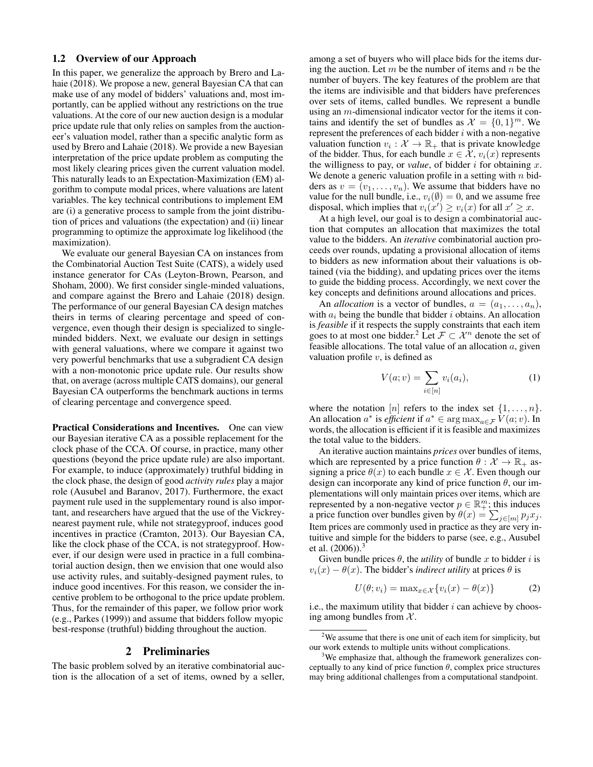### 1.2 Overview of our Approach

In this paper, we generalize the approach by Brero and Lahaie (2018). We propose a new, general Bayesian CA that can make use of any model of bidders' valuations and, most importantly, can be applied without any restrictions on the true valuations. At the core of our new auction design is a modular price update rule that only relies on samples from the auctioneer's valuation model, rather than a specific analytic form as used by Brero and Lahaie (2018). We provide a new Bayesian interpretation of the price update problem as computing the most likely clearing prices given the current valuation model. This naturally leads to an Expectation-Maximization (EM) algorithm to compute modal prices, where valuations are latent variables. The key technical contributions to implement EM are (i) a generative process to sample from the joint distribution of prices and valuations (the expectation) and (ii) linear programming to optimize the approximate log likelihood (the maximization).

We evaluate our general Bayesian CA on instances from the Combinatorial Auction Test Suite (CATS), a widely used instance generator for CAs (Leyton-Brown, Pearson, and Shoham, 2000). We first consider single-minded valuations, and compare against the Brero and Lahaie (2018) design. The performance of our general Bayesian CA design matches theirs in terms of clearing percentage and speed of convergence, even though their design is specialized to single-minded bidders. Next, we evaluate our design in settings with general valuations, where we compare it against two very powerful benchmarks that use a subgradient CA design with a non-monotonic price update rule. Our results show that, on average (across multiple CATS domains), our general Bayesian CA outperforms the benchmark auctions in terms of clearing percentage and convergence speed.

**Practical Considerations and Incentives.** One can view our Bayesian iterative CA as a possible replacement for the clock phase of the CCA. Of course, in practice, many other questions (beyond the price update rule) are also important. For example, to induce (approximately) truthful bidding in the clock phase, the design of good *activity rules* play a major role (Ausubel and Baranov, 2017). Furthermore, the exact payment rule used in the supplementary round is also important, and researchers have argued that the use of the Vickrey-nearest payment rule, while not strategyproof, induces good incentives in practice (Cramton, 2013). Our Bayesian CA, like the clock phase of the CCA, is not strategyproof. However, if our design were used in practice in a full combinatorial auction design, then we envision that one would also use activity rules, and suitably-designed payment rules, to induce good incentives. For this reason, we consider the incentive problem to be orthogonal to the price update problem. Thus, for the remainder of this paper, we follow prior work (e.g., Parkes (1999)) and assume that bidders follow myopic best-response (truthful) bidding throughout the auction.

## 2 Preliminaries

The basic problem solved by an iterative combinatorial auction is the allocation of a set of items, owned by a seller, among a set of buyers who will place bids for the items during the auction. Let $m$ be the number of items and $n$ be the number of buyers. The key features of the problem are that the items are indivisible and that bidders have preferences over sets of items, called bundles. We represent a bundle using an $m$-dimensional indicator vector for the items it contains and identify the set of bundles as $\mathcal{X} = \{0,1\}^m$. We represent the preferences of each bidder $i$ with a non-negative valuation function $v_i : \mathcal{X} \rightarrow \mathbb{R}_+$ that is private knowledge of the bidder. Thus, for each bundle $x \in \mathcal{X}$, $v_i(x)$ represents the willigness to pay, or *value*, of bidder $i$ for obtaining $x$. We denote a generic valuation profile in a setting with $n$ bidders as $v = (v_1, \ldots, v_n)$. We assume that bidders have no value for the null bundle, i.e., $v_i(\emptyset) = 0$, and we assume free disposal, which implies that $v_i(x') \geq v_i(x)$ for all $x' \geq x$.

At a high level, our goal is to design a combinatorial auction that computes an allocation that maximizes the total value to the bidders. An *iterative* combinatorial auction proceeds over rounds, updating a provisional allocation of items to bidders as new information about their valuations is obtained (via the bidding), and updating prices over the items to guide the bidding process. Accordingly, we next cover the key concepts and definitions around allocations and prices.

An *allocation* is a vector of bundles, $a = (a_1, \ldots, a_n)$, with $a_i$ being the bundle that bidder $i$ obtains. An allocation is *feasible* if it respects the supply constraints that each item goes to at most one bidder.[2] Let $\mathcal{F} \subset \mathcal{X}^n$ denote the set of feasible allocations. The total value of an allocation $a$, given valuation profile $v$, is defined as

$$V(a; v) = \sum_{i \in [n]} v_i(a_i), \tag{1}$$

where the notation $[n]$ refers to the index set $\{1, \ldots, n\}$. An allocation $a^*$ is *efficient* if $a^* \in \arg\max_{a \in \mathcal{F}} V(a; v)$. In words, the allocation is efficient if it is feasible and maximizes the total value to the bidders.

An iterative auction maintains *prices* over bundles of items, which are represented by a price function $\theta : \mathcal{X} \rightarrow \mathbb{R}_+$ assigning a price $\theta(x)$ to each bundle $x \in \mathcal{X}$. Even though our design can incorporate any kind of price function $\theta$, our implementations will only maintain prices over items, which are represented by a non-negative vector $p \in \mathbb{R}^m_+$; this induces a price function over bundles given by $\theta(x) = \sum_{j \in [m]} p_j x_j$. Item prices are commonly used in practice as they are very intuitive and simple for the bidders to parse (see, e.g., Ausubel et al. (2006)).[3]

Given bundle prices $\theta$, the *utility* of bundle $x$ to bidder $i$ is $v_i(x) - \theta(x)$. The bidder's *indirect utility* at prices $\theta$ is

$$U(\theta; v_i) = \max_{x \in \mathcal{X}} \{v_i(x) - \theta(x)\} \tag{2}$$

i.e., the maximum utility that bidder $i$ can achieve by choosing among bundles from $\mathcal{X}$.

[2] We assume that there is one unit of each item for simplicity, but our work extends to multiple units without complications.

[3] We emphasize that, although the framework generalizes conceptually to any kind of price function $\theta$, complex price structures may bring additional challenges from a computational standpoint.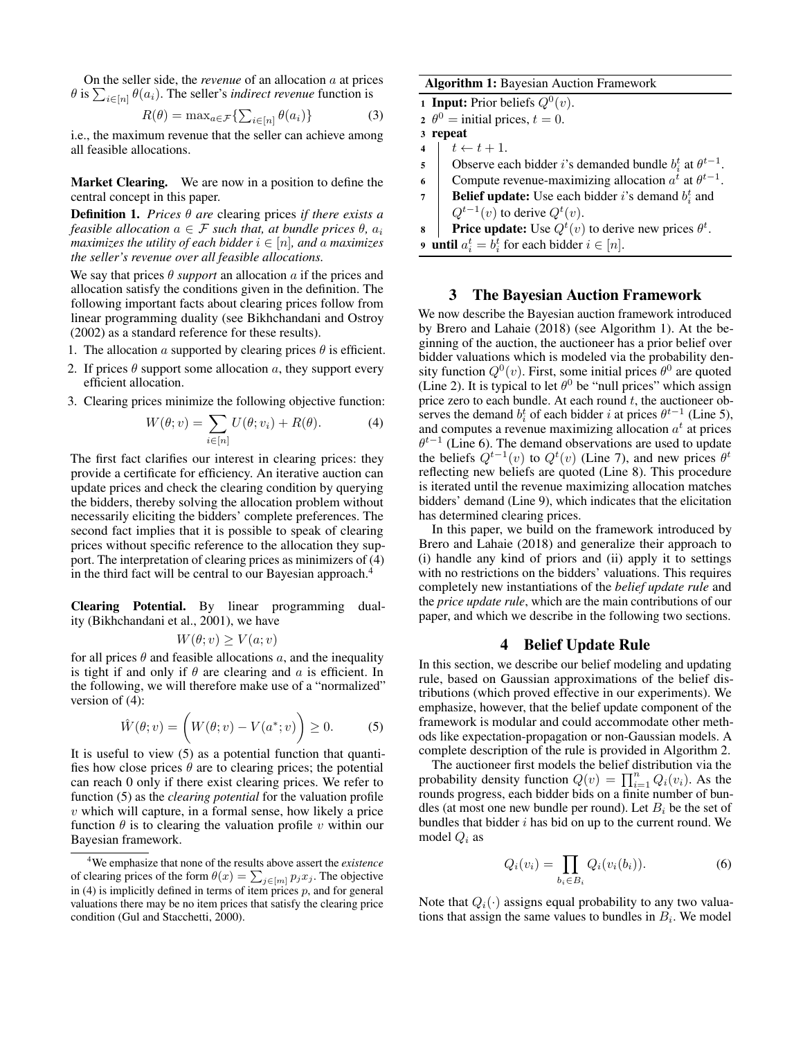On the seller side, the *revenue* of an allocation $a$ at prices $\theta$ is $\sum_{i\in[n]} \theta(a_i)$. The seller's *indirect revenue* function is

$$R(\theta) = \max_{a\in\mathcal{F}}\{\textstyle\sum_{i\in[n]} \theta(a_i)\} \tag{3}$$

i.e., the maximum revenue that the seller can achieve among all feasible allocations.

**Market Clearing.** We are now in a position to define the central concept in this paper.

**Definition 1.** *Prices $\theta$ are* clearing prices *if there exists a feasible allocation $a \in \mathcal{F}$ such that, at bundle prices $\theta$, $a_i$ maximizes the utility of each bidder $i \in [n]$, and $a$ maximizes the seller's revenue over all feasible allocations.*

We say that prices $\theta$ *support* an allocation $a$ if the prices and allocation satisfy the conditions given in the definition. The following important facts about clearing prices follow from linear programming duality (see Bikhchandani and Ostroy (2002) as a standard reference for these results).

1. The allocation $a$ supported by clearing prices $\theta$ is efficient.
2. If prices $\theta$ support some allocation $a$, they support every efficient allocation.
3. Clearing prices minimize the following objective function:

$$W(\theta; v) = \sum_{i\in[n]} U(\theta; v_i) + R(\theta). \tag{4}$$

The first fact clarifies our interest in clearing prices: they provide a certificate for efficiency. An iterative auction can update prices and check the clearing condition by querying the bidders, thereby solving the allocation problem without necessarily eliciting the bidders' complete preferences. The second fact implies that it is possible to speak of clearing prices without specific reference to the allocation they support. The interpretation of clearing prices as minimizers of (4) in the third fact will be central to our Bayesian approach.[4]

**Clearing Potential.** By linear programming duality (Bikhchandani et al., 2001), we have

$$W(\theta; v) \geq V(a; v)$$

for all prices $\theta$ and feasible allocations $a$, and the inequality is tight if and only if $\theta$ are clearing and $a$ is efficient. In the following, we will therefore make use of a "normalized" version of (4):

$$\hat{W}(\theta; v) = \bigg(W(\theta; v) - V(a^*; v)\bigg) \geq 0. \tag{5}$$

It is useful to view (5) as a potential function that quantifies how close prices $\theta$ are to clearing prices; the potential can reach 0 only if there exist clearing prices. We refer to function (5) as the *clearing potential* for the valuation profile $v$ which will capture, in a formal sense, how likely a price function $\theta$ is to clearing the valuation profile $v$ within our Bayesian framework.

[4]We emphasize that none of the results above assert the *existence* of clearing prices of the form $\theta(x) = \sum_{j\in[m]} p_j x_j$. The objective in (4) is implicitly defined in terms of item prices $p$, and for general valuations there may be no item prices that satisfy the clearing price condition (Gul and Stacchetti, 2000).

**Algorithm 1:** Bayesian Auction Framework

```
1 Input: Prior beliefs Q^0(v).
2 θ^0 = initial prices, t = 0.
3 repeat
4     t ← t + 1.
5     Observe each bidder i's demanded bundle b_i^t at θ^{t-1}.
6     Compute revenue-maximizing allocation a^t at θ^{t-1}.
7     Belief update: Use each bidder i's demand b_i^t and
      Q^{t-1}(v) to derive Q^t(v).
8     Price update: Use Q^t(v) to derive new prices θ^t.
9 until a_i^t = b_i^t for each bidder i ∈ [n].
```

## 3 The Bayesian Auction Framework

We now describe the Bayesian auction framework introduced by Brero and Lahaie (2018) (see Algorithm 1). At the beginning of the auction, the auctioneer has a prior belief over bidder valuations which is modeled via the probability density function $Q^0(v)$. First, some initial prices $\theta^0$ are quoted (Line 2). It is typical to let $\theta^0$ be "null prices" which assign price zero to each bundle. At each round $t$, the auctioneer observes the demand $b_i^t$ of each bidder $i$ at prices $\theta^{t-1}$ (Line 5), and computes a revenue maximizing allocation $a^t$ at prices $\theta^{t-1}$ (Line 6). The demand observations are used to update the beliefs $Q^{t-1}(v)$ to $Q^t(v)$ (Line 7), and new prices $\theta^t$ reflecting new beliefs are quoted (Line 8). This procedure is iterated until the revenue maximizing allocation matches bidders' demand (Line 9), which indicates that the elicitation has determined clearing prices.

In this paper, we build on the framework introduced by Brero and Lahaie (2018) and generalize their approach to (i) handle any kind of priors and (ii) apply it to settings with no restrictions on the bidders' valuations. This requires completely new instantiations of the *belief update rule* and the *price update rule*, which are the main contributions of our paper, and which we describe in the following two sections.

## 4 Belief Update Rule

In this section, we describe our belief modeling and updating rule, based on Gaussian approximations of the belief distributions (which proved effective in our experiments). We emphasize, however, that the belief update component of the framework is modular and could accommodate other methods like expectation-propagation or non-Gaussian models. A complete description of the rule is provided in Algorithm 2.

The auctioneer first models the belief distribution via the probability density function $Q(v) = \prod_{i=1}^{n} Q_i(v_i)$. As the rounds progress, each bidder bids on a finite number of bundles (at most one new bundle per round). Let $B_i$ be the set of bundles that bidder $i$ has bid on up to the current round. We model $Q_i$ as

$$Q_i(v_i) = \prod_{b_i\in B_i} Q_i(v_i(b_i)). \tag{6}$$

Note that $Q_i(\cdot)$ assigns equal probability to any two valuations that assign the same values to bundles in $B_i$. We model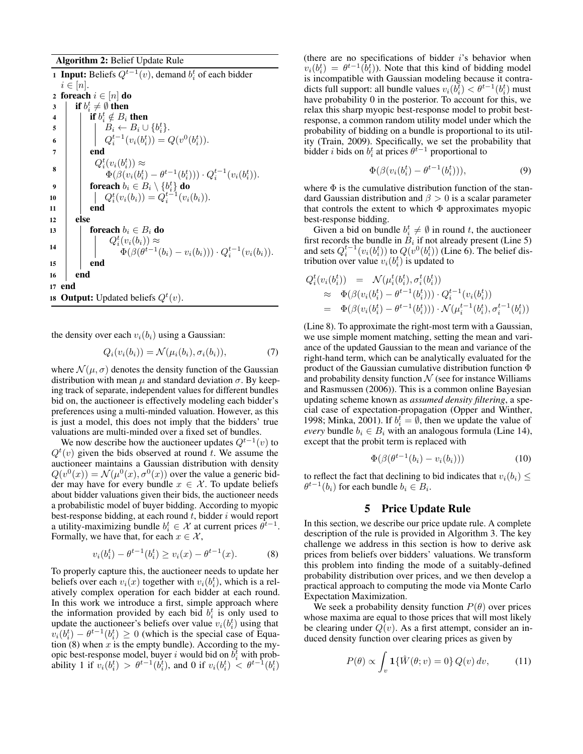**Algorithm 2:** Belief Update Rule

```
1  Input: Beliefs Q^{t-1}(v), demand b_i^t of each bidder i ∈ [n].
2  foreach i ∈ [n] do
3      if b_i^t ≠ ∅ then
4          if b_i^t ∉ B_i then
5              B_i ← B_i ∪ {b_i^t}.
6              Q_i^{t-1}(v_i(b_i^t)) = Q(v^0(b_i^t)).
7          end
8          Q_i^t(v_i(b_i^t)) ≈ Φ(β(v_i(b_i^t) − θ^{t-1}(b_i^t))) · Q_i^{t-1}(v_i(b_i^t)).
9          foreach b_i ∈ B_i \ {b_i^t} do
10             Q_i^t(v_i(b_i)) = Q_i^{t-1}(v_i(b_i)).
11         end
12     else
13         foreach b_i ∈ B_i do
14             Q_i^t(v_i(b_i)) ≈ Φ(β(θ^{t-1}(b_i) − v_i(b_i))) · Q_i^{t-1}(v_i(b_i)).
15         end
16     end
17 end
18 Output: Updated beliefs Q^t(v).
```

the density over each $v_i(b_i)$ using a Gaussian:

$$Q_i(v_i(b_i)) = \mathcal{N}(\mu_i(b_i), \sigma_i(b_i)), \tag{7}$$

where $\mathcal{N}(\mu, \sigma)$ denotes the density function of the Gaussian distribution with mean $\mu$ and standard deviation $\sigma$. By keeping track of separate, independent values for different bundles bid on, the auctioneer is effectively modeling each bidder's preferences using a multi-minded valuation. However, as this is just a model, this does not imply that the bidders' true valuations are multi-minded over a fixed set of bundles.

We now describe how the auctioneer updates $Q^{t-1}(v)$ to $Q^t(v)$ given the bids observed at round $t$. We assume the auctioneer maintains a Gaussian distribution with density $Q(v^0(x)) = \mathcal{N}(\mu^0(x), \sigma^0(x))$ over the value a generic bidder may have for every bundle $x \in \mathcal{X}$. To update beliefs about bidder valuations given their bids, the auctioneer needs a probabilistic model of buyer bidding. According to myopic best-response bidding, at each round $t$, bidder $i$ would report a utility-maximizing bundle $b_i^t \in \mathcal{X}$ at current prices $\theta^{t-1}$. Formally, we have that, for each $x \in \mathcal{X}$,

$$v_i(b_i^t) - \theta^{t-1}(b_i^t) \geq v_i(x) - \theta^{t-1}(x). \tag{8}$$

To properly capture this, the auctioneer needs to update her beliefs over each $v_i(x)$ together with $v_i(b_i^t)$, which is a relatively complex operation for each bidder at each round. In this work we introduce a first, simple approach where the information provided by each bid $b_i^t$ is only used to update the auctioneer's beliefs over value $v_i(b_i^t)$ using that $v_i(b_i^t) - \theta^{t-1}(b_i^t) \geq 0$ (which is the special case of Equation (8) when $x$ is the empty bundle). According to the myopic best-response model, buyer $i$ would bid on $b_i^t$ with probability 1 if $v_i(b_i^t) > \theta^{t-1}(b_i^t)$, and 0 if $v_i(b_i^t) < \theta^{t-1}(b_i^t)$ (there are no specifications of bidder $i$'s behavior when $v_i(b_i^t) = \theta^{t-1}(b_i^t)$). Note that this kind of bidding model is incompatible with Gaussian modeling because it contradicts full support: all bundle values $v_i(b_i^t) < \theta^{t-1}(b_i^t)$ must have probability 0 in the posterior. To account for this, we relax this sharp myopic best-response model to probit best-response, a common random utility model under which the probability of bidding on a bundle is proportional to its utility (Train, 2009). Specifically, we set the probability that bidder $i$ bids on $b_i^t$ at prices $\theta^{t-1}$ proportional to

$$\Phi(\beta(v_i(b_i^t) - \theta^{t-1}(b_i^t))), \tag{9}$$

where $\Phi$ is the cumulative distribution function of the standard Gaussian distribution and $\beta > 0$ is a scalar parameter that controls the extent to which $\Phi$ approximates myopic best-response bidding.

Given a bid on bundle $b_i^t \neq \emptyset$ in round $t$, the auctioneer first records the bundle in $B_i$ if not already present (Line 5) and sets $Q_i^{t-1}(v_i(b_i^t))$ to $Q(v^0(b_i^t))$ (Line 6). The belief distribution over value $v_i(b_i^t)$ is updated to

$$\begin{aligned}
Q_i^t(v_i(b_i^t)) &= \mathcal{N}(\mu_i^t(b_i^t), \sigma_i^t(b_i^t)) \\
&\approx \Phi(\beta(v_i(b_i^t) - \theta^{t-1}(b_i^t))) \cdot Q_i^{t-1}(v_i(b_i^t)) \\
&= \Phi(\beta(v_i(b_i^t) - \theta^{t-1}(b_i^t))) \cdot \mathcal{N}(\mu_i^{t-1}(b_i^t), \sigma_i^{t-1}(b_i^t))
\end{aligned}$$

(Line 8). To approximate the right-most term with a Gaussian, we use simple moment matching, setting the mean and variance of the updated Gaussian to the mean and variance of the right-hand term, which can be analytically evaluated for the product of the Gaussian cumulative distribution function $\Phi$ and probability density function $\mathcal{N}$ (see for instance Williams and Rasmussen (2006)). This is a common online Bayesian updating scheme known as *assumed density filtering*, a special case of expectation-propagation (Opper and Winther, 1998; Minka, 2001). If $b_i^t = \emptyset$, then we update the value of *every* bundle $b_i \in B_i$ with an analogous formula (Line 14), except that the probit term is replaced with

$$\Phi(\beta(\theta^{t-1}(b_i) - v_i(b_i))) \tag{10}$$

to reflect the fact that declining to bid indicates that $v_i(b_i) \leq \theta^{t-1}(b_i)$ for each bundle $b_i \in B_i$.

## 5 Price Update Rule

In this section, we describe our price update rule. A complete description of the rule is provided in Algorithm 3. The key challenge we address in this section is how to derive ask prices from beliefs over bidders' valuations. We transform this problem into finding the mode of a suitably-defined probability distribution over prices, and we then develop a practical approach to computing the mode via Monte Carlo Expectation Maximization.

We seek a probability density function $P(\theta)$ over prices whose maxima are equal to those prices that will most likely be clearing under $Q(v)$. As a first attempt, consider an induced density function over clearing prices as given by

$$P(\theta) \propto \int_v \mathbf{1}\{\hat{W}(\theta; v) = 0\}\, Q(v)\, dv, \tag{11}$$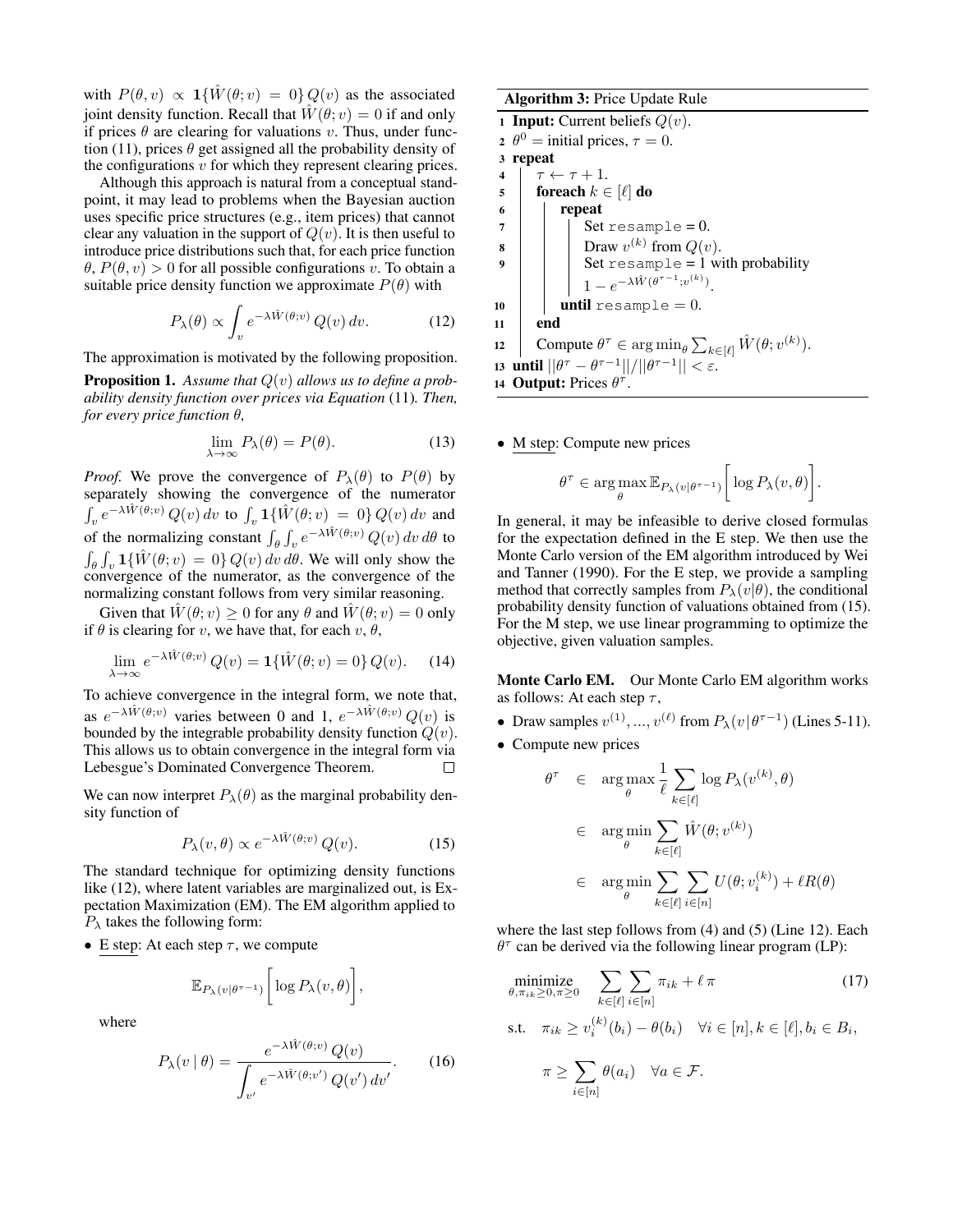with $P(\theta, v) \propto \mathbf{1}\{\hat{W}(\theta; v) = 0\} Q(v)$ as the associated joint density function. Recall that $\hat{W}(\theta; v) = 0$ if and only if prices $\theta$ are clearing for valuations $v$. Thus, under function (11), prices $\theta$ get assigned all the probability density of the configurations $v$ for which they represent clearing prices.

Although this approach is natural from a conceptual standpoint, it may lead to problems when the Bayesian auction uses specific price structures (e.g., item prices) that cannot clear any valuation in the support of $Q(v)$. It is then useful to introduce price distributions such that, for each price function $\theta$, $P(\theta, v) > 0$ for all possible configurations $v$. To obtain a suitable price density function we approximate $P(\theta)$ with

$$P_\lambda(\theta) \propto \int_v e^{-\lambda \hat{W}(\theta; v)} Q(v)\, dv. \tag{12}$$

The approximation is motivated by the following proposition.

**Proposition 1.** *Assume that $Q(v)$ allows us to define a probability density function over prices via Equation (11). Then, for every price function $\theta$,*

$$\lim_{\lambda \to \infty} P_\lambda(\theta) = P(\theta). \tag{13}$$

*Proof.* We prove the convergence of $P_\lambda(\theta)$ to $P(\theta)$ by separately showing the convergence of the numerator $\int_v e^{-\lambda \hat{W}(\theta; v)} Q(v)\, dv$ to $\int_v \mathbf{1}\{\hat{W}(\theta; v) = 0\} Q(v)\, dv$ and of the normalizing constant $\int_\theta \int_v e^{-\lambda \hat{W}(\theta; v)} Q(v)\, dv\, d\theta$ to $\int_\theta \int_v \mathbf{1}\{\hat{W}(\theta; v) = 0\} Q(v)\, dv\, d\theta$. We will only show the convergence of the numerator, as the convergence of the normalizing constant follows from very similar reasoning.

Given that $\hat{W}(\theta; v) \geq 0$ for any $\theta$ and $\hat{W}(\theta; v) = 0$ only if $\theta$ is clearing for $v$, we have that, for each $v$, $\theta$,

$$\lim_{\lambda \to \infty} e^{-\lambda \hat{W}(\theta; v)} Q(v) = \mathbf{1}\{\hat{W}(\theta; v) = 0\} Q(v). \tag{14}$$

To achieve convergence in the integral form, we note that, as $e^{-\lambda \hat{W}(\theta; v)}$ varies between 0 and 1, $e^{-\lambda \hat{W}(\theta; v)} Q(v)$ is bounded by the integrable probability density function $Q(v)$. This allows us to obtain convergence in the integral form via Lebesgue's Dominated Convergence Theorem. $\square$

We can now interpret $P_\lambda(\theta)$ as the marginal probability density function of

$$P_\lambda(v, \theta) \propto e^{-\lambda \hat{W}(\theta; v)} Q(v). \tag{15}$$

The standard technique for optimizing density functions like (12), where latent variables are marginalized out, is Expectation Maximization (EM). The EM algorithm applied to $P_\lambda$ takes the following form:

- E step: At each step $\tau$, we compute

$$\mathbb{E}_{P_\lambda(v|\theta^{\tau-1})}\Bigg[\log P_\lambda(v, \theta)\Bigg],$$

where

$$P_\lambda(v \mid \theta) = \frac{e^{-\lambda \hat{W}(\theta; v)} Q(v)}{\displaystyle\int_{v'} e^{-\lambda \hat{W}(\theta; v')} Q(v')\, dv'}. \tag{16}$$

**Algorithm 3:** Price Update Rule

```
1  Input: Current beliefs Q(v).
2  θ^0 = initial prices, τ = 0.
3  repeat
4      τ ← τ + 1.
5      foreach k ∈ [ℓ] do
6          repeat
7              Set resample = 0.
8              Draw v^(k) from Q(v).
9              Set resample = 1 with probability
                   1 − e^{−λ Ŵ(θ^{τ−1}; v^(k))}.
10         until resample = 0.
11     end
12     Compute θ^τ ∈ argmin_θ Σ_{k∈[ℓ]} Ŵ(θ; v^(k)).
13 until ||θ^τ − θ^{τ−1}|| / ||θ^{τ−1}|| < ε.
14 Output: Prices θ^τ.
```

- M step: Compute new prices

$$\theta^\tau \in \arg\max_\theta \mathbb{E}_{P_\lambda(v|\theta^{\tau-1})}\Bigg[\log P_\lambda(v, \theta)\Bigg].$$

In general, it may be infeasible to derive closed formulas for the expectation defined in the E step. We then use the Monte Carlo version of the EM algorithm introduced by Wei and Tanner (1990). For the E step, we provide a sampling method that correctly samples from $P_\lambda(v|\theta)$, the conditional probability density function of valuations obtained from (15). For the M step, we use linear programming to optimize the objective, given valuation samples.

**Monte Carlo EM.** Our Monte Carlo EM algorithm works as follows: At each step $\tau$,

- Draw samples $v^{(1)}, ..., v^{(\ell)}$ from $P_\lambda(v|\theta^{\tau-1})$ (Lines 5-11).
- Compute new prices

$$\begin{aligned}
\theta^\tau &\in \arg\max_\theta \frac{1}{\ell} \sum_{k \in [\ell]} \log P_\lambda(v^{(k)}, \theta) \\
&\in \arg\min_\theta \sum_{k \in [\ell]} \hat{W}(\theta; v^{(k)}) \\
&\in \arg\min_\theta \sum_{k \in [\ell]} \sum_{i \in [n]} U(\theta; v_i^{(k)}) + \ell R(\theta)
\end{aligned}$$

where the last step follows from (4) and (5) (Line 12). Each $\theta^\tau$ can be derived via the following linear program (LP):

$$\begin{aligned}
\underset{\theta, \pi_{ik} \geq 0, \pi \geq 0}{\text{minimize}} \quad & \sum_{k \in [\ell]} \sum_{i \in [n]} \pi_{ik} + \ell\, \pi \qquad (17) \\
\text{s.t.} \quad & \pi_{ik} \geq v_i^{(k)}(b_i) - \theta(b_i) \quad \forall i \in [n], k \in [\ell], b_i \in B_i, \\
& \pi \geq \sum_{i \in [n]} \theta(a_i) \quad \forall a \in \mathcal{F}.
\end{aligned}$$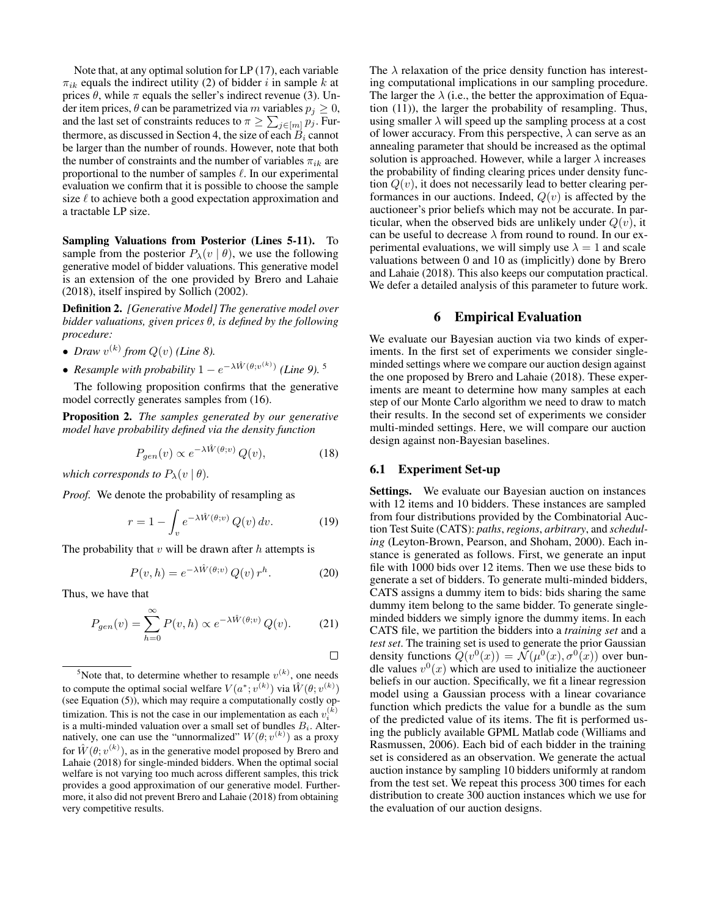Note that, at any optimal solution for LP (17), each variable $\pi_{ik}$ equals the indirect utility (2) of bidder $i$ in sample $k$ at prices $\theta$, while $\pi$ equals the seller's indirect revenue (3). Under item prices, $\theta$ can be parametrized via $m$ variables $p_j \geq 0$, and the last set of constraints reduces to $\pi \geq \sum_{j \in [m]} p_j$. Furthermore, as discussed in Section 4, the size of each $B_i$ cannot be larger than the number of rounds. However, note that both the number of constraints and the number of variables $\pi_{ik}$ are proportional to the number of samples $\ell$. In our experimental evaluation we confirm that it is possible to choose the sample size $\ell$ to achieve both a good expectation approximation and a tractable LP size.

**Sampling Valuations from Posterior (Lines 5-11).** To sample from the posterior $P_\lambda(v \mid \theta)$, we use the following generative model of bidder valuations. This generative model is an extension of the one provided by Brero and Lahaie (2018), itself inspired by Sollich (2002).

**Definition 2.** *[Generative Model] The generative model over bidder valuations, given prices $\theta$, is defined by the following procedure:*

- *Draw $v^{(k)}$ from $Q(v)$ (Line 8).*
- *Resample with probability $1 - e^{-\lambda \hat{W}(\theta; v^{(k)})}$ (Line 9).* [5]

The following proposition confirms that the generative model correctly generates samples from (16).

**Proposition 2.** *The samples generated by our generative model have probability defined via the density function*

$$P_{gen}(v) \propto e^{-\lambda \hat{W}(\theta; v)} Q(v), \tag{18}$$

*which corresponds to $P_\lambda(v \mid \theta)$.*

*Proof.* We denote the probability of resampling as

$$r = 1 - \int_v e^{-\lambda \hat{W}(\theta; v)} Q(v) \, dv. \tag{19}$$

The probability that $v$ will be drawn after $h$ attempts is

$$P(v, h) = e^{-\lambda \hat{W}(\theta; v)} Q(v) \, r^h. \tag{20}$$

Thus, we have that

$$P_{gen}(v) = \sum_{h=0}^{\infty} P(v, h) \propto e^{-\lambda \hat{W}(\theta; v)} Q(v). \tag{21}$$

□

[5] Note that, to determine whether to resample $v^{(k)}$, one needs to compute the optimal social welfare $V(a^*; v^{(k)})$ via $\hat{W}(\theta; v^{(k)})$ (see Equation (5)), which may require a computationally costly optimization. This is not the case in our implementation as each $v_i^{(k)}$ is a multi-minded valuation over a small set of bundles $B_i$. Alternatively, one can use the "unnormalized" $W(\theta; v^{(k)})$ as a proxy for $\hat{W}(\theta; v^{(k)})$, as in the generative model proposed by Brero and Lahaie (2018) for single-minded bidders. When the optimal social welfare is not varying too much across different samples, this trick provides a good approximation of our generative model. Furthermore, it also did not prevent Brero and Lahaie (2018) from obtaining very competitive results.

The $\lambda$ relaxation of the price density function has interesting computational implications in our sampling procedure. The larger the $\lambda$ (i.e., the better the approximation of Equation (11)), the larger the probability of resampling. Thus, using smaller $\lambda$ will speed up the sampling process at a cost of lower accuracy. From this perspective, $\lambda$ can serve as an annealing parameter that should be increased as the optimal solution is approached. However, while a larger $\lambda$ increases the probability of finding clearing prices under density function $Q(v)$, it does not necessarily lead to better clearing performances in our auctions. Indeed, $Q(v)$ is affected by the auctioneer's prior beliefs which may not be accurate. In particular, when the observed bids are unlikely under $Q(v)$, it can be useful to decrease $\lambda$ from round to round. In our experimental evaluations, we will simply use $\lambda = 1$ and scale valuations between 0 and 10 as (implicitly) done by Brero and Lahaie (2018). This also keeps our computation practical. We defer a detailed analysis of this parameter to future work.

# 6 Empirical Evaluation

We evaluate our Bayesian auction via two kinds of experiments. In the first set of experiments we consider single-minded settings where we compare our auction design against the one proposed by Brero and Lahaie (2018). These experiments are meant to determine how many samples at each step of our Monte Carlo algorithm we need to draw to match their results. In the second set of experiments we consider multi-minded settings. Here, we will compare our auction design against non-Bayesian baselines.

## 6.1 Experiment Set-up

**Settings.** We evaluate our Bayesian auction on instances with 12 items and 10 bidders. These instances are sampled from four distributions provided by the Combinatorial Auction Test Suite (CATS): *paths*, *regions*, *arbitrary*, and *scheduling* (Leyton-Brown, Pearson, and Shoham, 2000). Each instance is generated as follows. First, we generate an input file with 1000 bids over 12 items. Then we use these bids to generate a set of bidders. To generate multi-minded bidders, CATS assigns a dummy item to bids: bids sharing the same dummy item belong to the same bidder. To generate single-minded bidders we simply ignore the dummy items. In each CATS file, we partition the bidders into a *training set* and a *test set*. The training set is used to generate the prior Gaussian density functions $Q(v^0(x)) = \mathcal{N}(\mu^0(x), \sigma^0(x))$ over bundle values $v^0(x)$ which are used to initialize the auctioneer beliefs in our auction. Specifically, we fit a linear regression model using a Gaussian process with a linear covariance function which predicts the value for a bundle as the sum of the predicted value of its items. The fit is performed using the publicly available GPML Matlab code (Williams and Rasmussen, 2006). Each bid of each bidder in the training set is considered as an observation. We generate the actual auction instance by sampling 10 bidders uniformly at random from the test set. We repeat this process 300 times for each distribution to create 300 auction instances which we use for the evaluation of our auction designs.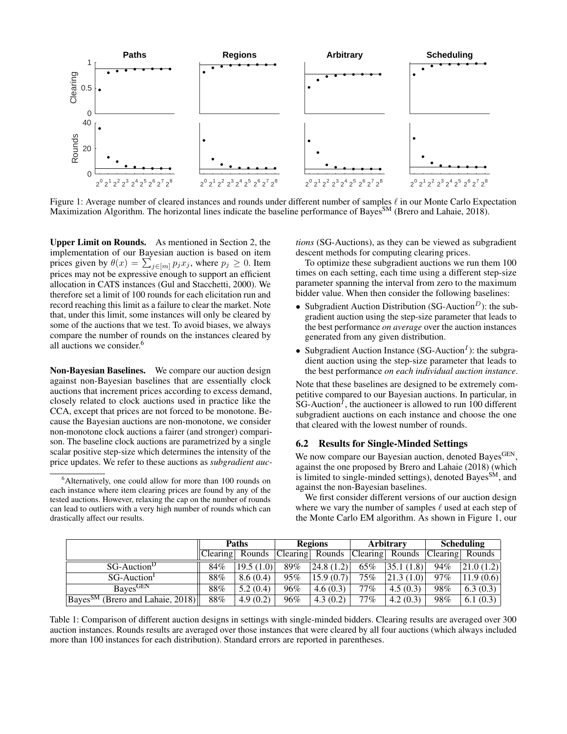Figure 1: Average number of cleared instances and rounds under different number of samples $\ell$ in our Monte Carlo Expectation Maximization Algorithm. The horizontal lines indicate the baseline performance of Bayes$^{\text{SM}}$ (Brero and Lahaie, 2018).

**Upper Limit on Rounds.** As mentioned in Section 2, the implementation of our Bayesian auction is based on item prices given by $\theta(x) = \sum_{j \in [m]} p_j x_j$, where $p_j \geq 0$. Item prices may not be expressive enough to support an efficient allocation in CATS instances (Gul and Stacchetti, 2000). We therefore set a limit of 100 rounds for each elicitation run and record reaching this limit as a failure to clear the market. Note that, under this limit, some instances will only be cleared by some of the auctions that we test. To avoid biases, we always compare the number of rounds on the instances cleared by all auctions we consider.[6]

**Non-Bayesian Baselines.** We compare our auction design against non-Bayesian baselines that are essentially clock auctions that increment prices according to excess demand, closely related to clock auctions used in practice like the CCA, except that prices are not forced to be monotone. Because the Bayesian auctions are non-monotone, we consider non-monotone clock auctions a fairer (and stronger) comparison. The baseline clock auctions are parametrized by a single scalar positive step-size which determines the intensity of the price updates. We refer to these auctions as *subgradient auctions* (SG-Auctions), as they can be viewed as subgradient descent methods for computing clearing prices.

To optimize these subgradient auctions we run them 100 times on each setting, each time using a different step-size parameter spanning the interval from zero to the maximum bidder value. When then consider the following baselines:

- Subgradient Auction Distribution (SG-Auction$^D$): the subgradient auction using the step-size parameter that leads to the best performance *on average* over the auction instances generated from any given distribution.
- Subgradient Auction Instance (SG-Auction$^I$): the subgradient auction using the step-size parameter that leads to the best performance *on each individual auction instance*.

Note that these baselines are designed to be extremely competitive compared to our Bayesian auctions. In particular, in SG-Auction$^I$, the auctioneer is allowed to run 100 different subgradient auctions on each instance and choose the one that cleared with the lowest number of rounds.

### 6.2 Results for Single-Minded Settings

We now compare our Bayesian auction, denoted Bayes$^{\text{GEN}}$, against the one proposed by Brero and Lahaie (2018) (which is limited to single-minded settings), denoted Bayes$^{\text{SM}}$, and against the non-Bayesian baselines.

We first consider different versions of our auction design where we vary the number of samples $\ell$ used at each step of the Monte Carlo EM algorithm. As shown in Figure 1, our

[6] Alternatively, one could allow for more than 100 rounds on each instance where item clearing prices are found by any of the tested auctions. However, relaxing the cap on the number of rounds can lead to outliers with a very high number of rounds which can drastically affect our results.

| | Paths | | Regions | | Arbitrary | | Scheduling | |
|---|---|---|---|---|---|---|---|---|
| | Clearing | Rounds | Clearing | Rounds | Clearing | Rounds | Clearing | Rounds |
| SG-Auction$^{\text{D}}$ | 84% | 19.5 (1.0) | 89% | 24.8 (1.2) | 65% | 35.1 (1.8) | 94% | 21.0 (1.2) |
| SG-Auction$^{\text{I}}$ | 88% | 8.6 (0.4) | 95% | 15.9 (0.7) | 75% | 21.3 (1.0) | 97% | 11.9 (0.6) |
| Bayes$^{\text{GEN}}$ | 88% | 5.2 (0.4) | 96% | 4.6 (0.3) | 77% | 4.5 (0.3) | 98% | 6.3 (0.3) |
| Bayes$^{\text{SM}}$ (Brero and Lahaie, 2018) | 88% | 4.9 (0.2) | 96% | 4.3 (0.2) | 77% | 4.2 (0.3) | 98% | 6.1 (0.3) |

Table 1: Comparison of different auction designs in settings with single-minded bidders. Clearing results are averaged over 300 auction instances. Rounds results are averaged over those instances that were cleared by all four auctions (which always included more than 100 instances for each distribution). Standard errors are reported in parentheses.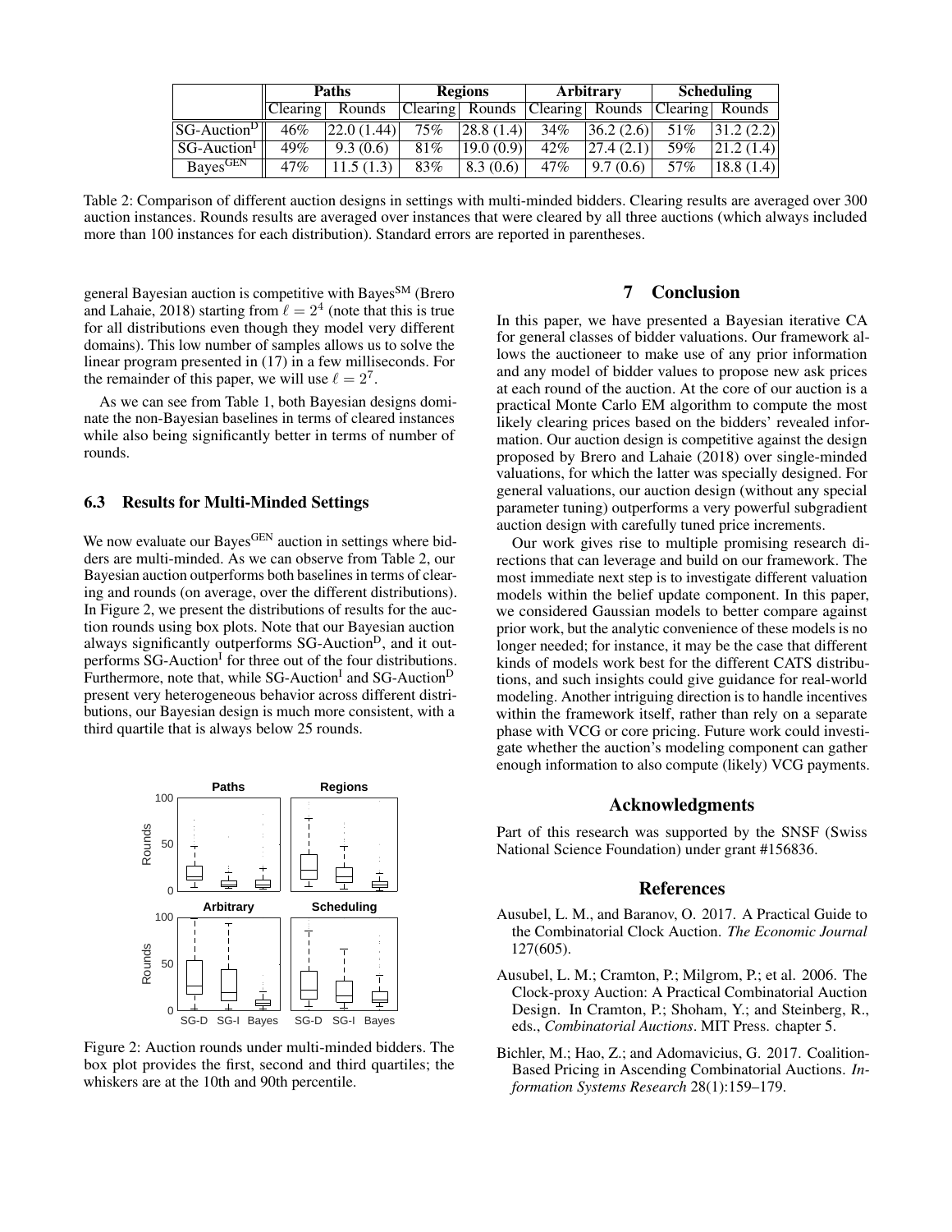| | Paths | | Regions | | Arbitrary | | Scheduling | |
|---|---|---|---|---|---|---|---|---|
| | Clearing | Rounds | Clearing | Rounds | Clearing | Rounds | Clearing | Rounds |
| SG-Auction$^{D}$ | 46% | 22.0 (1.44) | 75% | 28.8 (1.4) | 34% | 36.2 (2.6) | 51% | 31.2 (2.2) |
| SG-Auction$^{I}$ | 49% | 9.3 (0.6) | 81% | 19.0 (0.9) | 42% | 27.4 (2.1) | 59% | 21.2 (1.4) |
| Bayes$^{GEN}$ | 47% | 11.5 (1.3) | 83% | 8.3 (0.6) | 47% | 9.7 (0.6) | 57% | 18.8 (1.4) |

Table 2: Comparison of different auction designs in settings with multi-minded bidders. Clearing results are averaged over 300 auction instances. Rounds results are averaged over instances that were cleared by all three auctions (which always included more than 100 instances for each distribution). Standard errors are reported in parentheses.

general Bayesian auction is competitive with Bayes$^{SM}$ (Brero and Lahaie, 2018) starting from $\ell = 2^4$ (note that this is true for all distributions even though they model very different domains). This low number of samples allows us to solve the linear program presented in (17) in a few milliseconds. For the remainder of this paper, we will use $\ell = 2^7$.

As we can see from Table 1, both Bayesian designs dominate the non-Bayesian baselines in terms of cleared instances while also being significantly better in terms of number of rounds.

### 6.3 Results for Multi-Minded Settings

We now evaluate our Bayes$^{GEN}$ auction in settings where bidders are multi-minded. As we can observe from Table 2, our Bayesian auction outperforms both baselines in terms of clearing and rounds (on average, over the different distributions). In Figure 2, we present the distributions of results for the auction rounds using box plots. Note that our Bayesian auction always significantly outperforms SG-Auction$^{D}$, and it outperforms SG-Auction$^{I}$ for three out of the four distributions. Furthermore, note that, while SG-Auction$^{I}$ and SG-Auction$^{D}$ present very heterogeneous behavior across different distributions, our Bayesian design is much more consistent, with a third quartile that is always below 25 rounds.

Figure 2: Auction rounds under multi-minded bidders. The box plot provides the first, second and third quartiles; the whiskers are at the 10th and 90th percentile.

## 7 Conclusion

In this paper, we have presented a Bayesian iterative CA for general classes of bidder valuations. Our framework allows the auctioneer to make use of any prior information and any model of bidder values to propose new ask prices at each round of the auction. At the core of our auction is a practical Monte Carlo EM algorithm to compute the most likely clearing prices based on the bidders' revealed information. Our auction design is competitive against the design proposed by Brero and Lahaie (2018) over single-minded valuations, for which the latter was specially designed. For general valuations, our auction design (without any special parameter tuning) outperforms a very powerful subgradient auction design with carefully tuned price increments.

Our work gives rise to multiple promising research directions that can leverage and build on our framework. The most immediate next step is to investigate different valuation models within the belief update component. In this paper, we considered Gaussian models to better compare against prior work, but the analytic convenience of these models is no longer needed; for instance, it may be the case that different kinds of models work best for the different CATS distributions, and such insights could give guidance for real-world modeling. Another intriguing direction is to handle incentives within the framework itself, rather than rely on a separate phase with VCG or core pricing. Future work could investigate whether the auction's modeling component can gather enough information to also compute (likely) VCG payments.

## Acknowledgments

Part of this research was supported by the SNSF (Swiss National Science Foundation) under grant #156836.

## References

Ausubel, L. M., and Baranov, O. 2017. A Practical Guide to the Combinatorial Clock Auction. *The Economic Journal* 127(605).

Ausubel, L. M.; Cramton, P.; Milgrom, P.; et al. 2006. The Clock-proxy Auction: A Practical Combinatorial Auction Design. In Cramton, P.; Shoham, Y.; and Steinberg, R., eds., *Combinatorial Auctions*. MIT Press. chapter 5.

Bichler, M.; Hao, Z.; and Adomavicius, G. 2017. Coalition-Based Pricing in Ascending Combinatorial Auctions. *Information Systems Research* 28(1):159–179.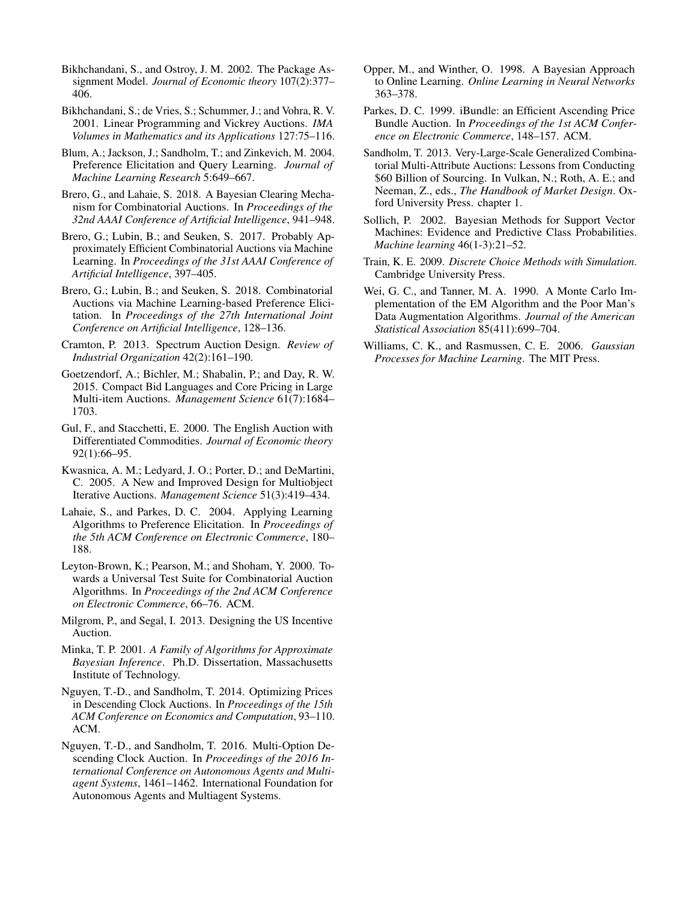Bikhchandani, S., and Ostroy, J. M. 2002. The Package Assignment Model. *Journal of Economic theory* 107(2):377–406.

Bikhchandani, S.; de Vries, S.; Schummer, J.; and Vohra, R. V. 2001. Linear Programming and Vickrey Auctions. *IMA Volumes in Mathematics and its Applications* 127:75–116.

Blum, A.; Jackson, J.; Sandholm, T.; and Zinkevich, M. 2004. Preference Elicitation and Query Learning. *Journal of Machine Learning Research* 5:649–667.

Brero, G., and Lahaie, S. 2018. A Bayesian Clearing Mechanism for Combinatorial Auctions. In *Proceedings of the 32nd AAAI Conference of Artificial Intelligence*, 941–948.

Brero, G.; Lubin, B.; and Seuken, S. 2017. Probably Approximately Efficient Combinatorial Auctions via Machine Learning. In *Proceedings of the 31st AAAI Conference of Artificial Intelligence*, 397–405.

Brero, G.; Lubin, B.; and Seuken, S. 2018. Combinatorial Auctions via Machine Learning-based Preference Elicitation. In *Proceedings of the 27th International Joint Conference on Artificial Intelligence*, 128–136.

Cramton, P. 2013. Spectrum Auction Design. *Review of Industrial Organization* 42(2):161–190.

Goetzendorf, A.; Bichler, M.; Shabalin, P.; and Day, R. W. 2015. Compact Bid Languages and Core Pricing in Large Multi-item Auctions. *Management Science* 61(7):1684–1703.

Gul, F., and Stacchetti, E. 2000. The English Auction with Differentiated Commodities. *Journal of Economic theory* 92(1):66–95.

Kwasnica, A. M.; Ledyard, J. O.; Porter, D.; and DeMartini, C. 2005. A New and Improved Design for Multiobject Iterative Auctions. *Management Science* 51(3):419–434.

Lahaie, S., and Parkes, D. C. 2004. Applying Learning Algorithms to Preference Elicitation. In *Proceedings of the 5th ACM Conference on Electronic Commerce*, 180–188.

Leyton-Brown, K.; Pearson, M.; and Shoham, Y. 2000. Towards a Universal Test Suite for Combinatorial Auction Algorithms. In *Proceedings of the 2nd ACM Conference on Electronic Commerce*, 66–76. ACM.

Milgrom, P., and Segal, I. 2013. Designing the US Incentive Auction.

Minka, T. P. 2001. *A Family of Algorithms for Approximate Bayesian Inference*. Ph.D. Dissertation, Massachusetts Institute of Technology.

Nguyen, T.-D., and Sandholm, T. 2014. Optimizing Prices in Descending Clock Auctions. In *Proceedings of the 15th ACM Conference on Economics and Computation*, 93–110. ACM.

Nguyen, T.-D., and Sandholm, T. 2016. Multi-Option Descending Clock Auction. In *Proceedings of the 2016 International Conference on Autonomous Agents and Multiagent Systems*, 1461–1462. International Foundation for Autonomous Agents and Multiagent Systems.

Opper, M., and Winther, O. 1998. A Bayesian Approach to Online Learning. *Online Learning in Neural Networks* 363–378.

Parkes, D. C. 1999. iBundle: an Efficient Ascending Price Bundle Auction. In *Proceedings of the 1st ACM Conference on Electronic Commerce*, 148–157. ACM.

Sandholm, T. 2013. Very-Large-Scale Generalized Combinatorial Multi-Attribute Auctions: Lessons from Conducting $60 Billion of Sourcing. In Vulkan, N.; Roth, A. E.; and Neeman, Z., eds., *The Handbook of Market Design*. Oxford University Press. chapter 1.

Sollich, P. 2002. Bayesian Methods for Support Vector Machines: Evidence and Predictive Class Probabilities. *Machine learning* 46(1-3):21–52.

Train, K. E. 2009. *Discrete Choice Methods with Simulation*. Cambridge University Press.

Wei, G. C., and Tanner, M. A. 1990. A Monte Carlo Implementation of the EM Algorithm and the Poor Man's Data Augmentation Algorithms. *Journal of the American Statistical Association* 85(411):699–704.

Williams, C. K., and Rasmussen, C. E. 2006. *Gaussian Processes for Machine Learning*. The MIT Press.